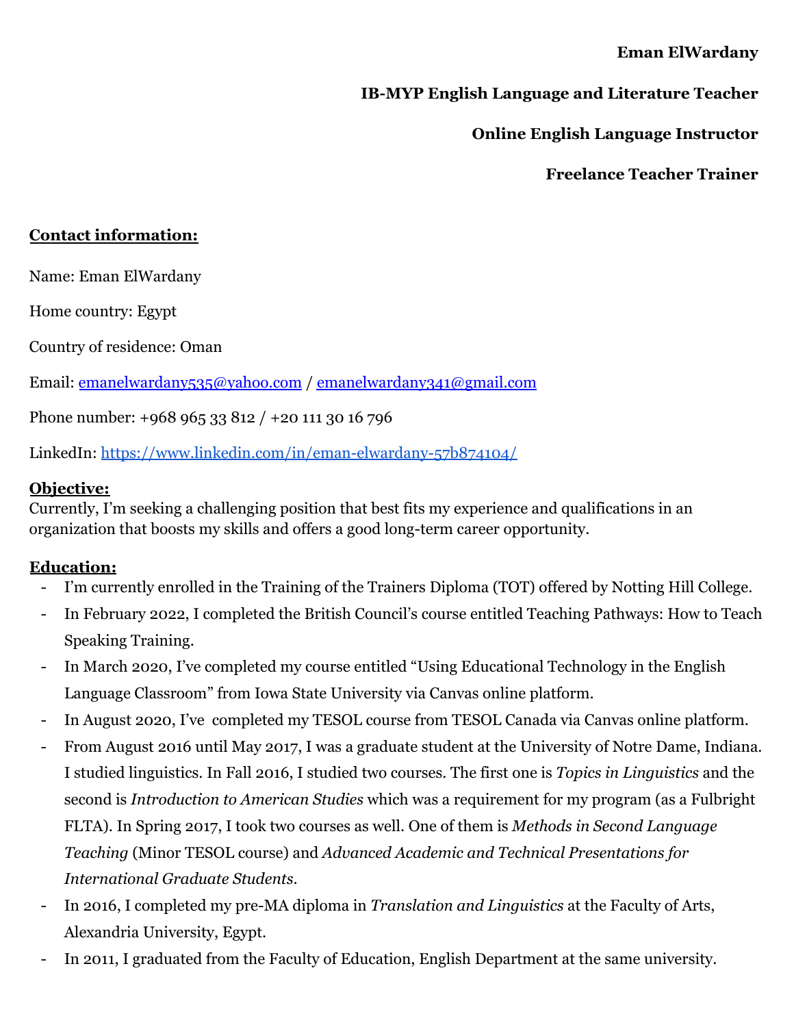**Eman ElWardany**

**IB-MYP English Language and Literature Teacher**

**Online English Language Instructor**

**Freelance Teacher Trainer**

## Contact information:

Name: Eman ElWardany

Home country: Egypt

Country of residence: Oman

Email: emanelwardany535@yahoo.com / emanelwardany341@gmail.com

Phone number: +968 965 33 812 / +20 111 30 16 796

LinkedIn: https://www.linkedin.com/in/eman-elwardany-57b874104/

## Objective:

Currently, I'm seeking a challenging position that best fits my experience and qualifications in an organization that boosts my skills and offers a good long-term career opportunity.

## Education:

- I'm currently enrolled in the Training of the Trainers Diploma (TOT) offered by Notting Hill College.
- In February 2022, I completed the British Council's course entitled Teaching Pathways: How to Teach Speaking Training.
- In March 2020, I've completed my course entitled "Using Educational Technology in the English Language Classroom" from Iowa State University via Canvas online platform.
- In August 2020, I've completed my TESOL course from TESOL Canada via Canvas online platform.
- From August 2016 until May 2017, I was a graduate student at the University of Notre Dame, Indiana. I studied linguistics. In Fall 2016, I studied two courses. The first one is *Topics in Linguistics* and the second is *Introduction to American Studies* which was a requirement for my program (as a Fulbright FLTA). In Spring 2017, I took two courses as well. One of them is *Methods in Second Language Teaching* (Minor TESOL course) and *Advanced Academic and Technical Presentations for International Graduate Students*.
- In 2016, I completed my pre-MA diploma in *Translation and Linguistics* at the Faculty of Arts, Alexandria University, Egypt.
- In 2011, I graduated from the Faculty of Education, English Department at the same university.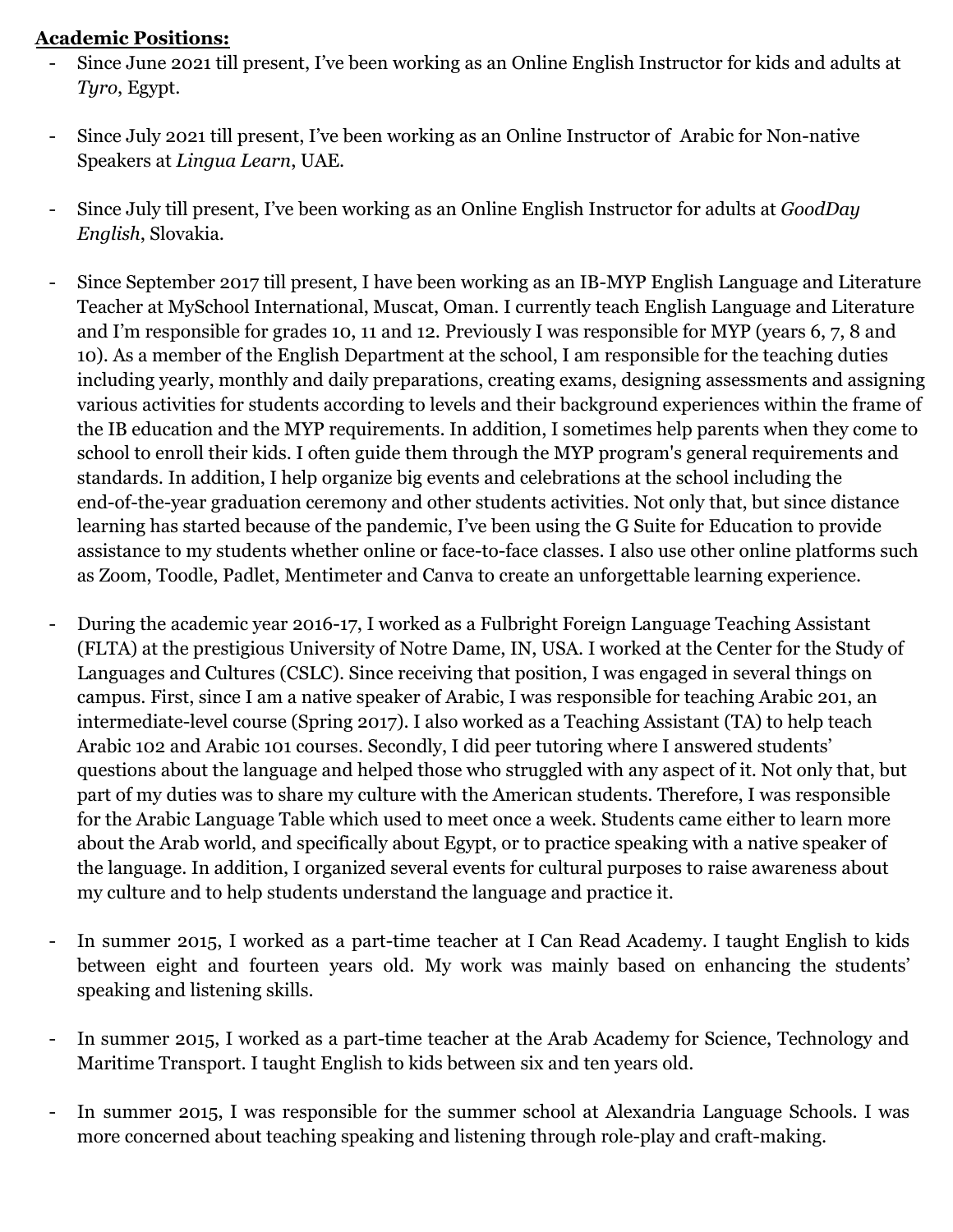**Academic Positions:**

- Since June 2021 till present, I've been working as an Online English Instructor for kids and adults at *Tyro*, Egypt.

- Since July 2021 till present, I've been working as an Online Instructor of Arabic for Non-native Speakers at *Lingua Learn*, UAE.

- Since July till present, I've been working as an Online English Instructor for adults at *GoodDay English*, Slovakia.

- Since September 2017 till present, I have been working as an IB-MYP English Language and Literature Teacher at MySchool International, Muscat, Oman. I currently teach English Language and Literature and I'm responsible for grades 10, 11 and 12. Previously I was responsible for MYP (years 6, 7, 8 and 10). As a member of the English Department at the school, I am responsible for the teaching duties including yearly, monthly and daily preparations, creating exams, designing assessments and assigning various activities for students according to levels and their background experiences within the frame of the IB education and the MYP requirements. In addition, I sometimes help parents when they come to school to enroll their kids. I often guide them through the MYP program's general requirements and standards. In addition, I help organize big events and celebrations at the school including the end-of-the-year graduation ceremony and other students activities. Not only that, but since distance learning has started because of the pandemic, I've been using the G Suite for Education to provide assistance to my students whether online or face-to-face classes. I also use other online platforms such as Zoom, Toodle, Padlet, Mentimeter and Canva to create an unforgettable learning experience.

- During the academic year 2016-17, I worked as a Fulbright Foreign Language Teaching Assistant (FLTA) at the prestigious University of Notre Dame, IN, USA. I worked at the Center for the Study of Languages and Cultures (CSLC). Since receiving that position, I was engaged in several things on campus. First, since I am a native speaker of Arabic, I was responsible for teaching Arabic 201, an intermediate-level course (Spring 2017). I also worked as a Teaching Assistant (TA) to help teach Arabic 102 and Arabic 101 courses. Secondly, I did peer tutoring where I answered students' questions about the language and helped those who struggled with any aspect of it. Not only that, but part of my duties was to share my culture with the American students. Therefore, I was responsible for the Arabic Language Table which used to meet once a week. Students came either to learn more about the Arab world, and specifically about Egypt, or to practice speaking with a native speaker of the language. In addition, I organized several events for cultural purposes to raise awareness about my culture and to help students understand the language and practice it.

- In summer 2015, I worked as a part-time teacher at I Can Read Academy. I taught English to kids between eight and fourteen years old. My work was mainly based on enhancing the students' speaking and listening skills.

- In summer 2015, I worked as a part-time teacher at the Arab Academy for Science, Technology and Maritime Transport. I taught English to kids between six and ten years old.

- In summer 2015, I was responsible for the summer school at Alexandria Language Schools. I was more concerned about teaching speaking and listening through role-play and craft-making.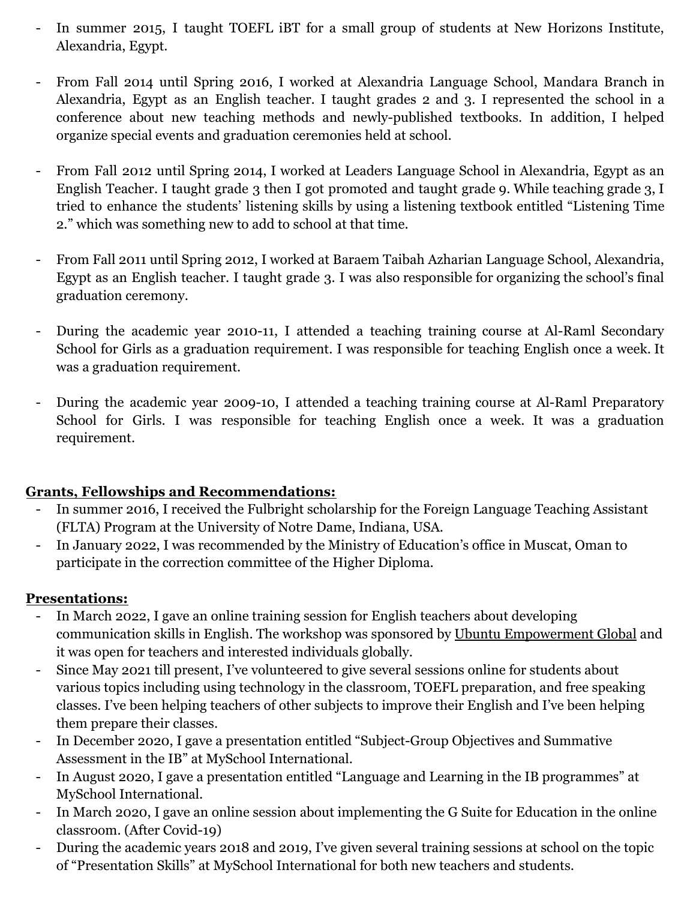- In summer 2015, I taught TOEFL iBT for a small group of students at New Horizons Institute, Alexandria, Egypt.

- From Fall 2014 until Spring 2016, I worked at Alexandria Language School, Mandara Branch in Alexandria, Egypt as an English teacher. I taught grades 2 and 3. I represented the school in a conference about new teaching methods and newly-published textbooks. In addition, I helped organize special events and graduation ceremonies held at school.

- From Fall 2012 until Spring 2014, I worked at Leaders Language School in Alexandria, Egypt as an English Teacher. I taught grade 3 then I got promoted and taught grade 9. While teaching grade 3, I tried to enhance the students' listening skills by using a listening textbook entitled "Listening Time 2." which was something new to add to school at that time.

- From Fall 2011 until Spring 2012, I worked at Baraem Taibah Azharian Language School, Alexandria, Egypt as an English teacher. I taught grade 3. I was also responsible for organizing the school's final graduation ceremony.

- During the academic year 2010-11, I attended a teaching training course at Al-Raml Secondary School for Girls as a graduation requirement. I was responsible for teaching English once a week. It was a graduation requirement.

- During the academic year 2009-10, I attended a teaching training course at Al-Raml Preparatory School for Girls. I was responsible for teaching English once a week. It was a graduation requirement.

**Grants, Fellowships and Recommendations:**

- In summer 2016, I received the Fulbright scholarship for the Foreign Language Teaching Assistant (FLTA) Program at the University of Notre Dame, Indiana, USA.
- In January 2022, I was recommended by the Ministry of Education's office in Muscat, Oman to participate in the correction committee of the Higher Diploma.

**Presentations:**

- In March 2022, I gave an online training session for English teachers about developing communication skills in English. The workshop was sponsored by Ubuntu Empowerment Global and it was open for teachers and interested individuals globally.
- Since May 2021 till present, I've volunteered to give several sessions online for students about various topics including using technology in the classroom, TOEFL preparation, and free speaking classes. I've been helping teachers of other subjects to improve their English and I've been helping them prepare their classes.
- In December 2020, I gave a presentation entitled "Subject-Group Objectives and Summative Assessment in the IB" at MySchool International.
- In August 2020, I gave a presentation entitled "Language and Learning in the IB programmes" at MySchool International.
- In March 2020, I gave an online session about implementing the G Suite for Education in the online classroom. (After Covid-19)
- During the academic years 2018 and 2019, I've given several training sessions at school on the topic of "Presentation Skills" at MySchool International for both new teachers and students.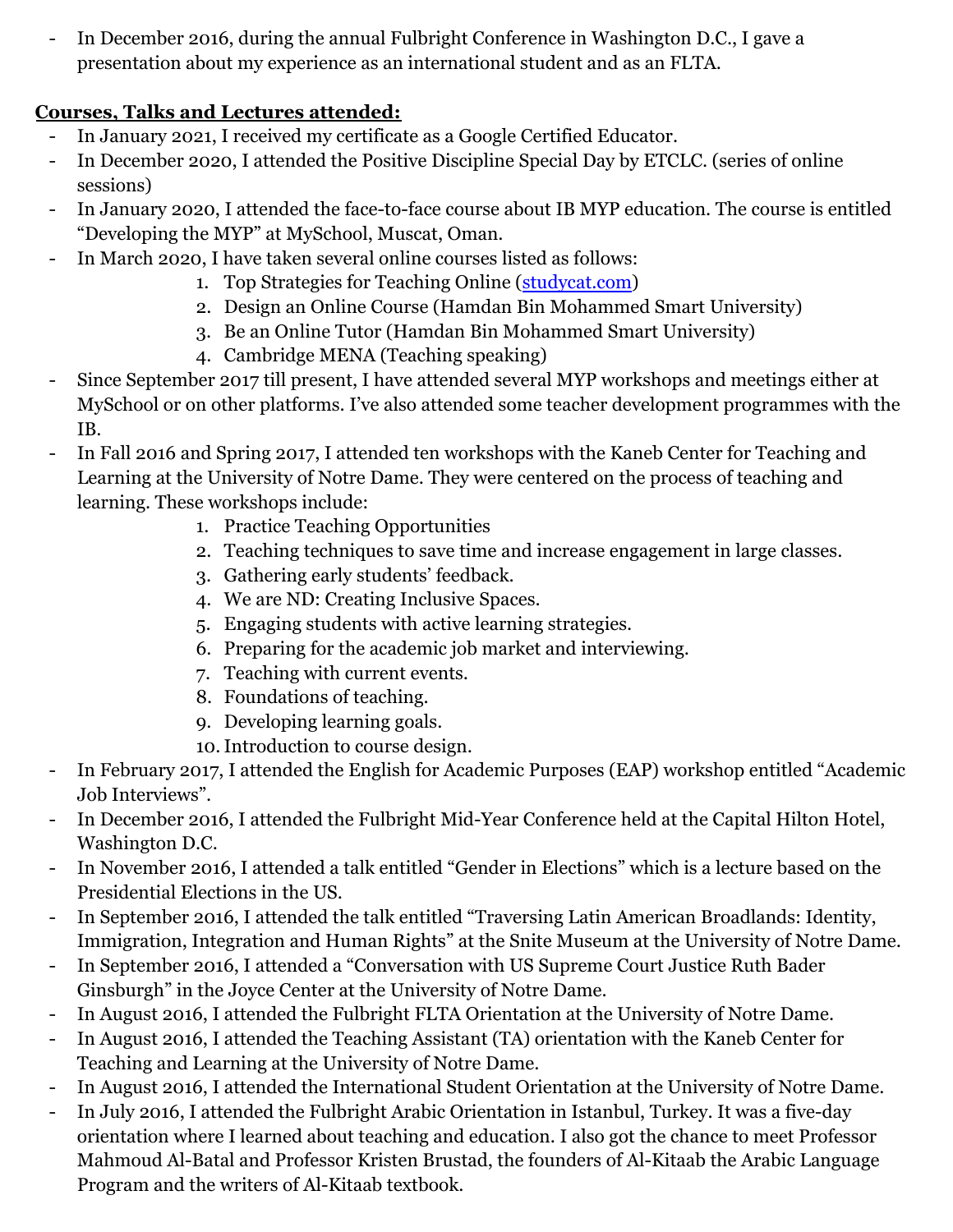- In December 2016, during the annual Fulbright Conference in Washington D.C., I gave a presentation about my experience as an international student and as an FLTA.

**<u>Courses, Talks and Lectures attended:</u>**

- In January 2021, I received my certificate as a Google Certified Educator.
- In December 2020, I attended the Positive Discipline Special Day by ETCLC. (series of online sessions)
- In January 2020, I attended the face-to-face course about IB MYP education. The course is entitled "Developing the MYP" at MySchool, Muscat, Oman.
- In March 2020, I have taken several online courses listed as follows:
    1. Top Strategies for Teaching Online (studycat.com)
    2. Design an Online Course (Hamdan Bin Mohammed Smart University)
    3. Be an Online Tutor (Hamdan Bin Mohammed Smart University)
    4. Cambridge MENA (Teaching speaking)
- Since September 2017 till present, I have attended several MYP workshops and meetings either at MySchool or on other platforms. I've also attended some teacher development programmes with the IB.
- In Fall 2016 and Spring 2017, I attended ten workshops with the Kaneb Center for Teaching and Learning at the University of Notre Dame. They were centered on the process of teaching and learning. These workshops include:
    1. Practice Teaching Opportunities
    2. Teaching techniques to save time and increase engagement in large classes.
    3. Gathering early students' feedback.
    4. We are ND: Creating Inclusive Spaces.
    5. Engaging students with active learning strategies.
    6. Preparing for the academic job market and interviewing.
    7. Teaching with current events.
    8. Foundations of teaching.
    9. Developing learning goals.
    10. Introduction to course design.
- In February 2017, I attended the English for Academic Purposes (EAP) workshop entitled "Academic Job Interviews".
- In December 2016, I attended the Fulbright Mid-Year Conference held at the Capital Hilton Hotel, Washington D.C.
- In November 2016, I attended a talk entitled "Gender in Elections" which is a lecture based on the Presidential Elections in the US.
- In September 2016, I attended the talk entitled "Traversing Latin American Broadlands: Identity, Immigration, Integration and Human Rights" at the Snite Museum at the University of Notre Dame.
- In September 2016, I attended a "Conversation with US Supreme Court Justice Ruth Bader Ginsburgh" in the Joyce Center at the University of Notre Dame.
- In August 2016, I attended the Fulbright FLTA Orientation at the University of Notre Dame.
- In August 2016, I attended the Teaching Assistant (TA) orientation with the Kaneb Center for Teaching and Learning at the University of Notre Dame.
- In August 2016, I attended the International Student Orientation at the University of Notre Dame.
- In July 2016, I attended the Fulbright Arabic Orientation in Istanbul, Turkey. It was a five-day orientation where I learned about teaching and education. I also got the chance to meet Professor Mahmoud Al-Batal and Professor Kristen Brustad, the founders of Al-Kitaab the Arabic Language Program and the writers of Al-Kitaab textbook.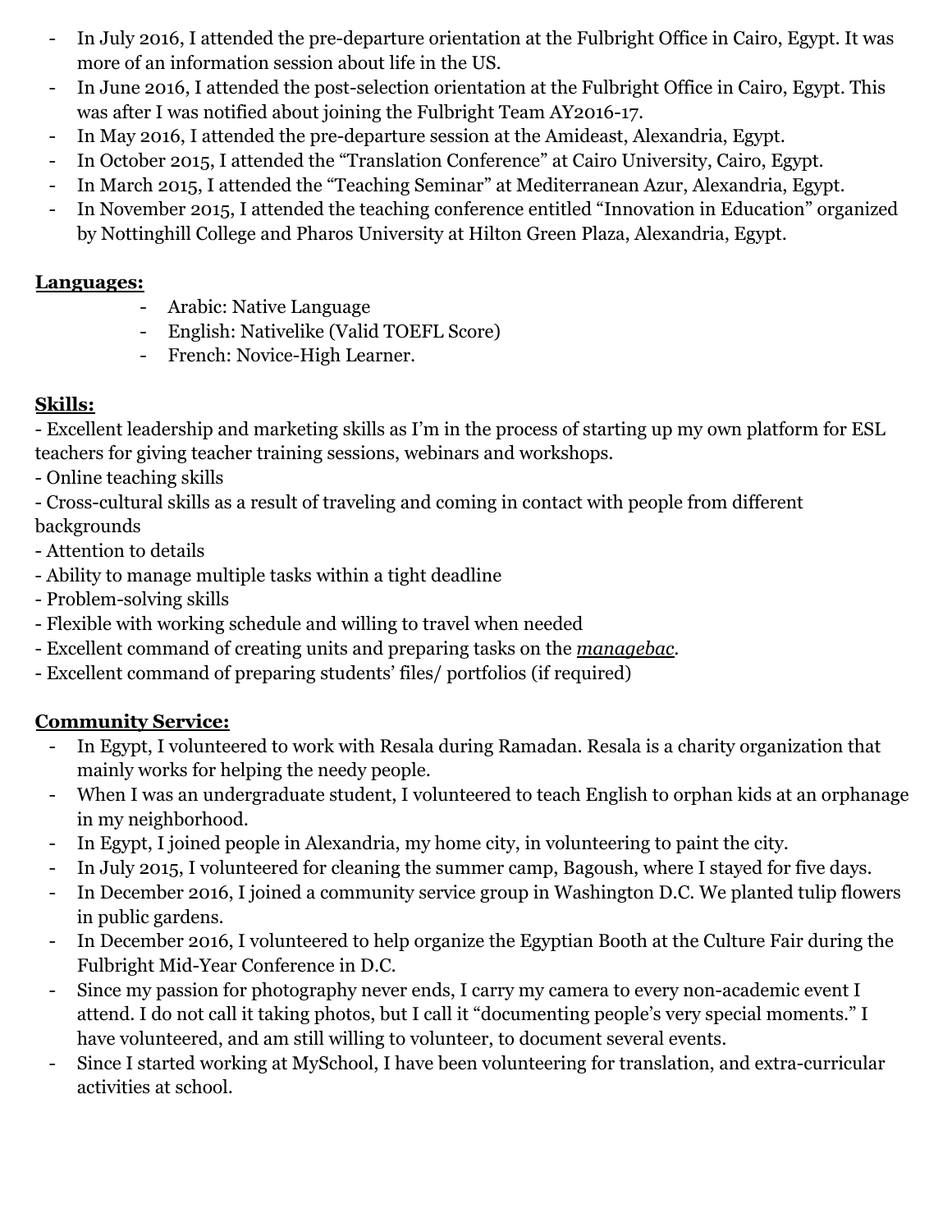- In July 2016, I attended the pre-departure orientation at the Fulbright Office in Cairo, Egypt. It was more of an information session about life in the US.
- In June 2016, I attended the post-selection orientation at the Fulbright Office in Cairo, Egypt. This was after I was notified about joining the Fulbright Team AY2016-17.
- In May 2016, I attended the pre-departure session at the Amideast, Alexandria, Egypt.
- In October 2015, I attended the "Translation Conference" at Cairo University, Cairo, Egypt.
- In March 2015, I attended the "Teaching Seminar" at Mediterranean Azur, Alexandria, Egypt.
- In November 2015, I attended the teaching conference entitled "Innovation in Education" organized by Nottinghill College and Pharos University at Hilton Green Plaza, Alexandria, Egypt.

**Languages:**

- Arabic: Native Language
- English: Nativelike (Valid TOEFL Score)
- French: Novice-High Learner.

**Skills:**

- Excellent leadership and marketing skills as I'm in the process of starting up my own platform for ESL teachers for giving teacher training sessions, webinars and workshops.
- Online teaching skills
- Cross-cultural skills as a result of traveling and coming in contact with people from different backgrounds
- Attention to details
- Ability to manage multiple tasks within a tight deadline
- Problem-solving skills
- Flexible with working schedule and willing to travel when needed
- Excellent command of creating units and preparing tasks on the *managebac*.
- Excellent command of preparing students' files/ portfolios (if required)

**Community Service:**

- In Egypt, I volunteered to work with Resala during Ramadan. Resala is a charity organization that mainly works for helping the needy people.
- When I was an undergraduate student, I volunteered to teach English to orphan kids at an orphanage in my neighborhood.
- In Egypt, I joined people in Alexandria, my home city, in volunteering to paint the city.
- In July 2015, I volunteered for cleaning the summer camp, Bagoush, where I stayed for five days.
- In December 2016, I joined a community service group in Washington D.C. We planted tulip flowers in public gardens.
- In December 2016, I volunteered to help organize the Egyptian Booth at the Culture Fair during the Fulbright Mid-Year Conference in D.C.
- Since my passion for photography never ends, I carry my camera to every non-academic event I attend. I do not call it taking photos, but I call it "documenting people's very special moments." I have volunteered, and am still willing to volunteer, to document several events.
- Since I started working at MySchool, I have been volunteering for translation, and extra-curricular activities at school.